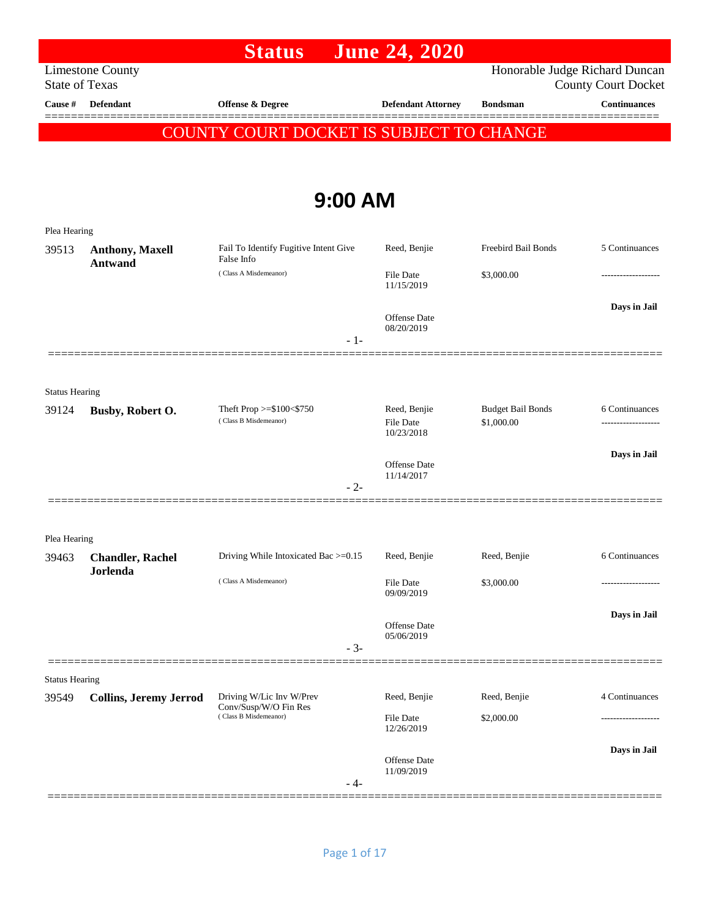# Status June 24, 2020

Limestone County
State of Texas

Honorable Judge Richard Duncan
County Court Docket

**COUNTY COURT DOCKET IS SUBJECT TO CHANGE**

## 9:00 AM

| Cause # | Defendant | Offense & Degree | Defendant Attorney | Bondsman | Continuances |
|---|---|---|---|---|---|
| Plea Hearing | | | | | |
| 39513 | **Anthony, Maxell Antwand** | Fail To Identify Fugitive Intent Give False Info (Class A Misdemeanor) | Reed, Benjie<br>File Date 11/15/2019<br>Offense Date 08/20/2019 | Freebird Bail Bonds<br>$3,000.00 | 5 Continuances<br>-------------------<br>**Days in Jail** |
| | | - 1- | | | |
| Status Hearing | | | | | |
| 39124 | **Busby, Robert O.** | Theft Prop >=$100<$750 (Class B Misdemeanor) | Reed, Benjie<br>File Date 10/23/2018<br>Offense Date 11/14/2017 | Budget Bail Bonds<br>$1,000.00 | 6 Continuances<br>-------------------<br>**Days in Jail** |
| | | - 2- | | | |
| Plea Hearing | | | | | |
| 39463 | **Chandler, Rachel Jorlenda** | Driving While Intoxicated Bac >=0.15 (Class A Misdemeanor) | Reed, Benjie<br>File Date 09/09/2019<br>Offense Date 05/06/2019 | Reed, Benjie<br>$3,000.00 | 6 Continuances<br>-------------------<br>**Days in Jail** |
| | | - 3- | | | |
| Status Hearing | | | | | |
| 39549 | **Collins, Jeremy Jerrod** | Driving W/Lic Inv W/Prev Conv/Susp/W/O Fin Res (Class B Misdemeanor) | Reed, Benjie<br>File Date 12/26/2019<br>Offense Date 11/09/2019 | Reed, Benjie<br>$2,000.00 | 4 Continuances<br>-------------------<br>**Days in Jail** |
| | | - 4- | | | |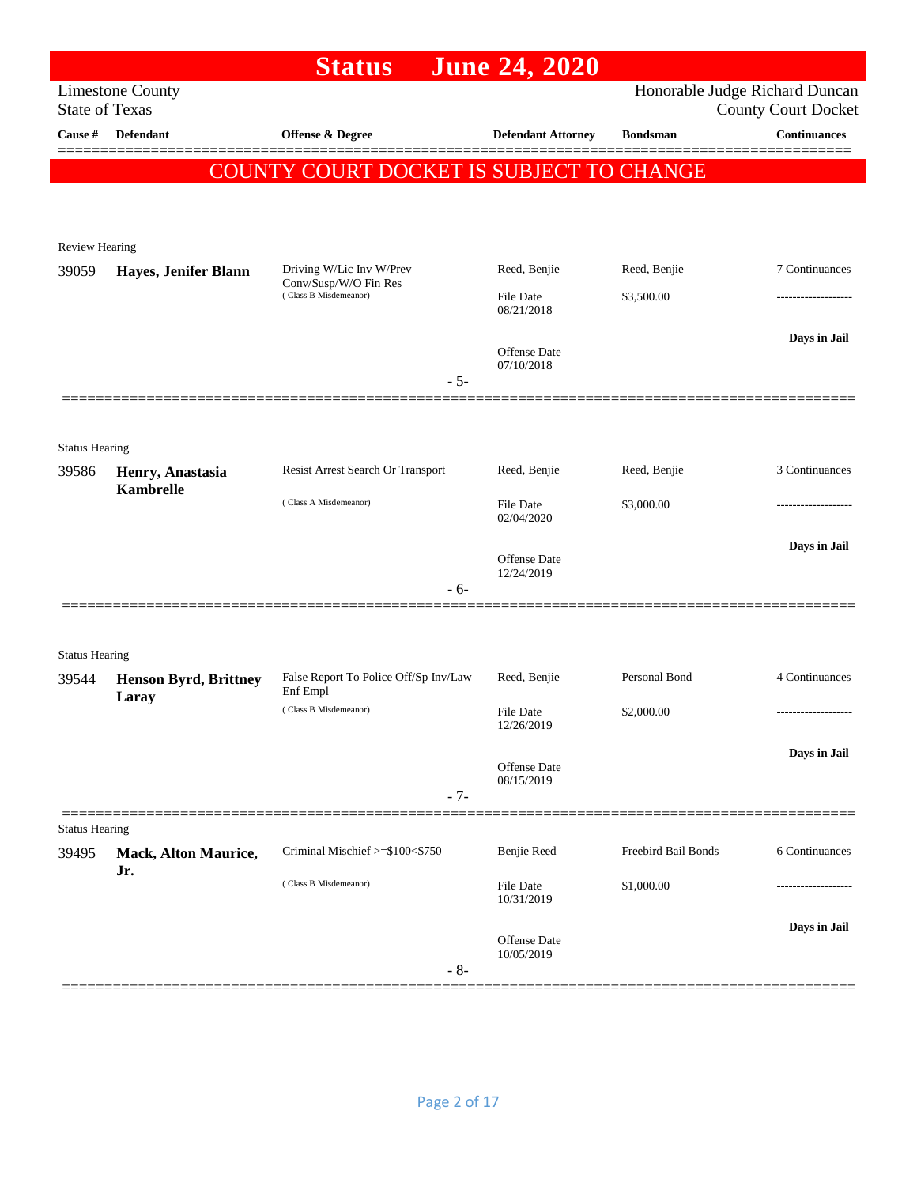# Status June 24, 2020

Limestone County
State of Texas

Honorable Judge Richard Duncan
County Court Docket

**COUNTY COURT DOCKET IS SUBJECT TO CHANGE**

| Cause # | Defendant | Offense & Degree | Defendant Attorney | Bondsman | Continuances |
|---|---|---|---|---|---|
| Review Hearing | | | | | |
| 39059 | **Hayes, Jenifer Blann** | Driving W/Lic Inv W/Prev Conv/Susp/W/O Fin Res (Class B Misdemeanor) | Reed, Benjie<br>File Date 08/21/2018<br>Offense Date 07/10/2018 | Reed, Benjie<br>$3,500.00 | 7 Continuances<br>-------------------<br>**Days in Jail** |
| | | - 5- | | | |
| Status Hearing | | | | | |
| 39586 | **Henry, Anastasia Kambrelle** | Resist Arrest Search Or Transport (Class A Misdemeanor) | Reed, Benjie<br>File Date 02/04/2020<br>Offense Date 12/24/2019 | Reed, Benjie<br>$3,000.00 | 3 Continuances<br>-------------------<br>**Days in Jail** |
| | | - 6- | | | |
| Status Hearing | | | | | |
| 39544 | **Henson Byrd, Brittney Laray** | False Report To Police Off/Sp Inv/Law Enf Empl (Class B Misdemeanor) | Reed, Benjie<br>File Date 12/26/2019<br>Offense Date 08/15/2019 | Personal Bond<br>$2,000.00 | 4 Continuances<br>-------------------<br>**Days in Jail** |
| | | - 7- | | | |
| Status Hearing | | | | | |
| 39495 | **Mack, Alton Maurice, Jr.** | Criminal Mischief >=$100<$750 (Class B Misdemeanor) | Benjie Reed<br>File Date 10/31/2019<br>Offense Date 10/05/2019 | Freebird Bail Bonds<br>$1,000.00 | 6 Continuances<br>-------------------<br>**Days in Jail** |
| | | - 8- | | | |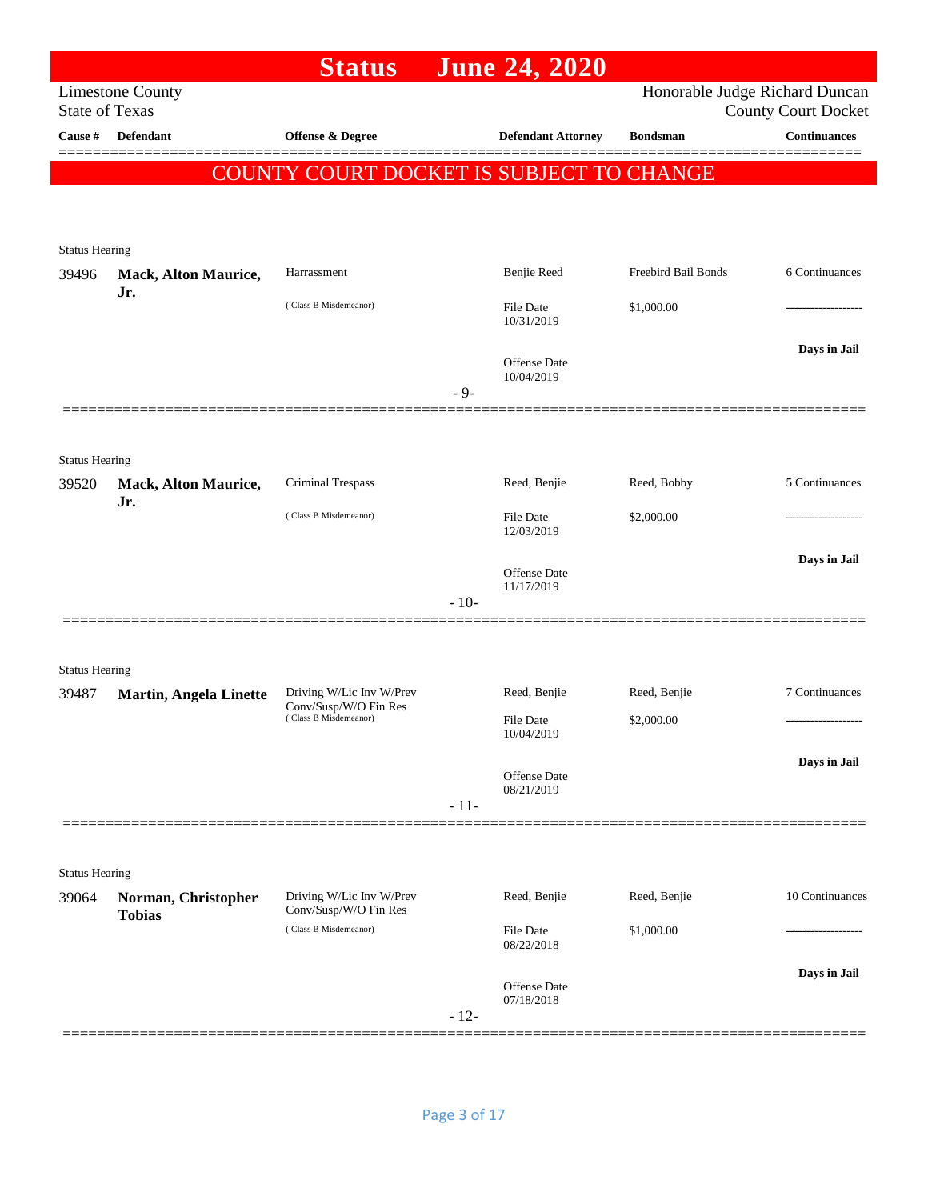# Status June 24, 2020

Limestone County
State of Texas

Honorable Judge Richard Duncan
County Court Docket

| Cause # | Defendant | Offense & Degree | Defendant Attorney | Bondsman | Continuances |
|---|---|---|---|---|---|

**COUNTY COURT DOCKET IS SUBJECT TO CHANGE**

---

Status Hearing

| Cause # | Defendant | Offense & Degree | Defendant Attorney | Bondsman | Continuances |
|---|---|---|---|---|---|
| 39496 | **Mack, Alton Maurice, Jr.** | Harrassment (Class B Misdemeanor) | Benjie Reed | Freebird Bail Bonds | 6 Continuances |
| | | | File Date 10/31/2019 | $1,000.00 | ------------------- |
| | | | Offense Date 10/04/2019 | | **Days in Jail** |

- 9-

---

Status Hearing

| Cause # | Defendant | Offense & Degree | Defendant Attorney | Bondsman | Continuances |
|---|---|---|---|---|---|
| 39520 | **Mack, Alton Maurice, Jr.** | Criminal Trespass (Class B Misdemeanor) | Reed, Benjie | Reed, Bobby | 5 Continuances |
| | | | File Date 12/03/2019 | $2,000.00 | ------------------- |
| | | | Offense Date 11/17/2019 | | **Days in Jail** |

- 10-

---

Status Hearing

| Cause # | Defendant | Offense & Degree | Defendant Attorney | Bondsman | Continuances |
|---|---|---|---|---|---|
| 39487 | **Martin, Angela Linette** | Driving W/Lic Inv W/Prev Conv/Susp/W/O Fin Res (Class B Misdemeanor) | Reed, Benjie | Reed, Benjie | 7 Continuances |
| | | | File Date 10/04/2019 | $2,000.00 | ------------------- |
| | | | Offense Date 08/21/2019 | | **Days in Jail** |

- 11-

---

Status Hearing

| Cause # | Defendant | Offense & Degree | Defendant Attorney | Bondsman | Continuances |
|---|---|---|---|---|---|
| 39064 | **Norman, Christopher Tobias** | Driving W/Lic Inv W/Prev Conv/Susp/W/O Fin Res (Class B Misdemeanor) | Reed, Benjie | Reed, Benjie | 10 Continuances |
| | | | File Date 08/22/2018 | $1,000.00 | ------------------- |
| | | | Offense Date 07/18/2018 | | **Days in Jail** |

- 12-

---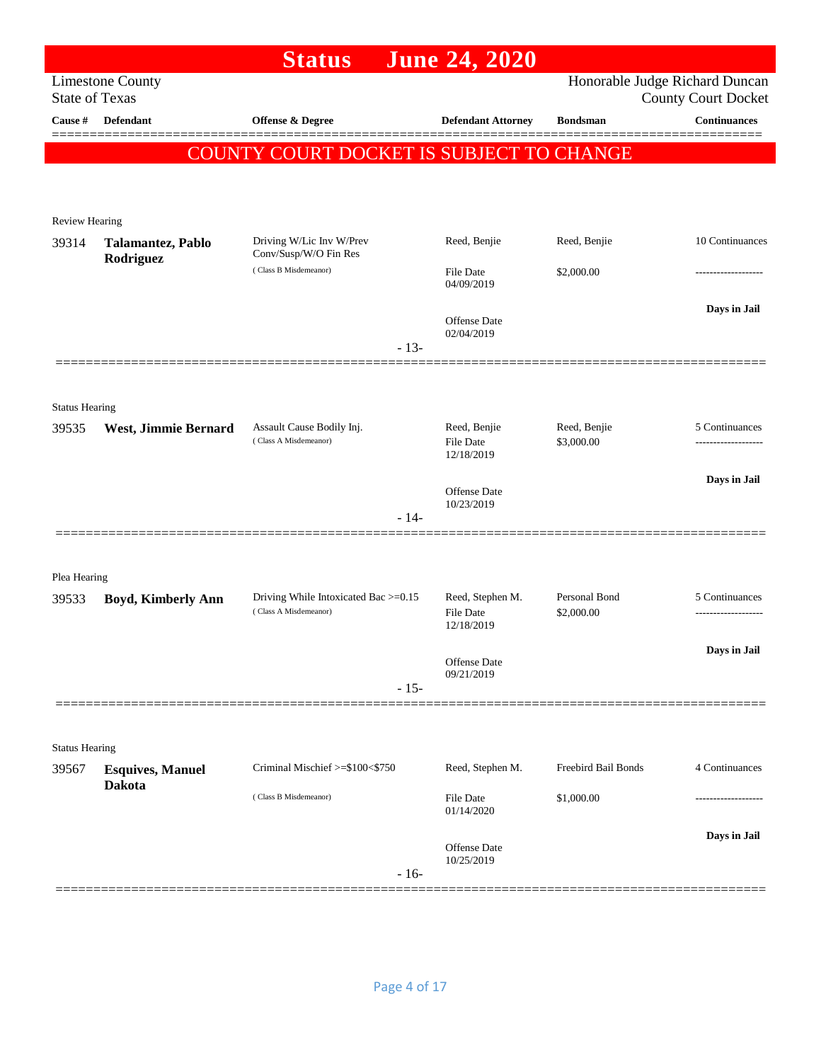# Status June 24, 2020

Limestone County
State of Texas

Honorable Judge Richard Duncan
County Court Docket

| Cause # | Defendant | Offense & Degree | Defendant Attorney | Bondsman | Continuances |
|---|---|---|---|---|---|

**COUNTY COURT DOCKET IS SUBJECT TO CHANGE**

Review Hearing

| Cause # | Defendant | Offense & Degree | Defendant Attorney | Bondsman | Continuances |
|---|---|---|---|---|---|
| 39314 | **Talamantez, Pablo Rodriguez** | Driving W/Lic Inv W/Prev Conv/Susp/W/O Fin Res (Class B Misdemeanor) | Reed, Benjie | Reed, Benjie | 10 Continuances |
| | | | File Date 04/09/2019 | $2,000.00 | ------------------- |
| | | | Offense Date 02/04/2019 | | **Days in Jail** |

- 13-

Status Hearing

| Cause # | Defendant | Offense & Degree | Defendant Attorney | Bondsman | Continuances |
|---|---|---|---|---|---|
| 39535 | **West, Jimmie Bernard** | Assault Cause Bodily Inj. (Class A Misdemeanor) | Reed, Benjie | Reed, Benjie | 5 Continuances |
| | | | File Date 12/18/2019 | $3,000.00 | ------------------- |
| | | | Offense Date 10/23/2019 | | **Days in Jail** |

- 14-

Plea Hearing

| Cause # | Defendant | Offense & Degree | Defendant Attorney | Bondsman | Continuances |
|---|---|---|---|---|---|
| 39533 | **Boyd, Kimberly Ann** | Driving While Intoxicated Bac >=0.15 (Class A Misdemeanor) | Reed, Stephen M. | Personal Bond | 5 Continuances |
| | | | File Date 12/18/2019 | $2,000.00 | ------------------- |
| | | | Offense Date 09/21/2019 | | **Days in Jail** |

- 15-

Status Hearing

| Cause # | Defendant | Offense & Degree | Defendant Attorney | Bondsman | Continuances |
|---|---|---|---|---|---|
| 39567 | **Esquives, Manuel Dakota** | Criminal Mischief >=$100<$750 (Class B Misdemeanor) | Reed, Stephen M. | Freebird Bail Bonds | 4 Continuances |
| | | | File Date 01/14/2020 | $1,000.00 | ------------------- |
| | | | Offense Date 10/25/2019 | | **Days in Jail** |

- 16-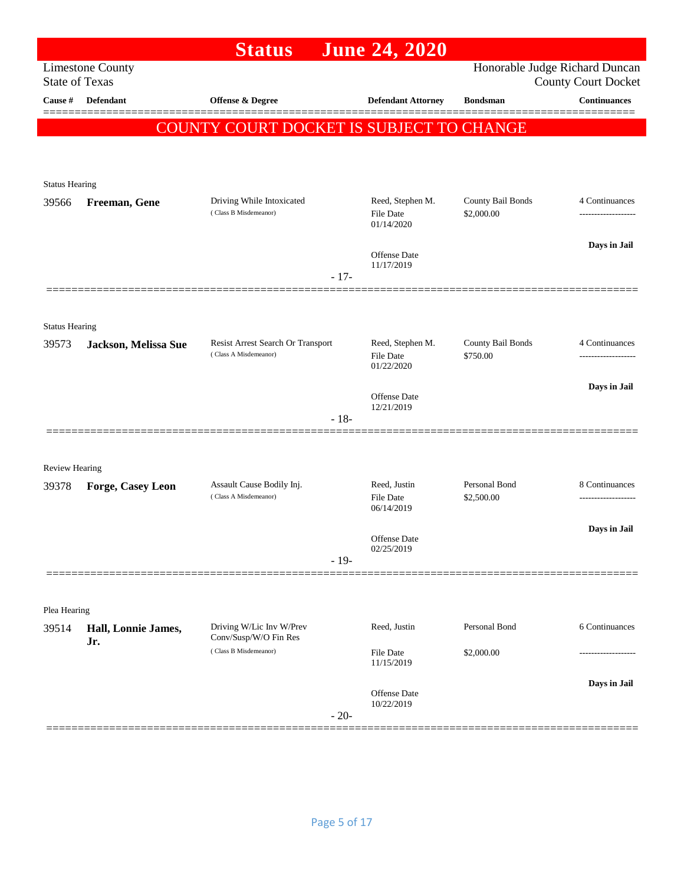# Status June 24, 2020

Limestone County
State of Texas

Honorable Judge Richard Duncan
County Court Docket

| Cause # | Defendant | Offense & Degree | Defendant Attorney | Bondsman | Continuances |
|---|---|---|---|---|---|

## COUNTY COURT DOCKET IS SUBJECT TO CHANGE

Status Hearing

| Cause # | Defendant | Offense & Degree | Defendant Attorney | Bondsman | Continuances |
|---|---|---|---|---|---|
| 39566 | **Freeman, Gene** | Driving While Intoxicated (Class B Misdemeanor) | Reed, Stephen M. File Date 01/14/2020 Offense Date 11/17/2019 | County Bail Bonds $2,000.00 | 4 Continuances ------------------- **Days in Jail** |

- 17-

Status Hearing

| Cause # | Defendant | Offense & Degree | Defendant Attorney | Bondsman | Continuances |
|---|---|---|---|---|---|
| 39573 | **Jackson, Melissa Sue** | Resist Arrest Search Or Transport (Class A Misdemeanor) | Reed, Stephen M. File Date 01/22/2020 Offense Date 12/21/2019 | County Bail Bonds $750.00 | 4 Continuances ------------------- **Days in Jail** |

- 18-

Review Hearing

| Cause # | Defendant | Offense & Degree | Defendant Attorney | Bondsman | Continuances |
|---|---|---|---|---|---|
| 39378 | **Forge, Casey Leon** | Assault Cause Bodily Inj. (Class A Misdemeanor) | Reed, Justin File Date 06/14/2019 Offense Date 02/25/2019 | Personal Bond $2,500.00 | 8 Continuances ------------------- **Days in Jail** |

- 19-

Plea Hearing

| Cause # | Defendant | Offense & Degree | Defendant Attorney | Bondsman | Continuances |
|---|---|---|---|---|---|
| 39514 | **Hall, Lonnie James, Jr.** | Driving W/Lic Inv W/Prev Conv/Susp/W/O Fin Res (Class B Misdemeanor) | Reed, Justin File Date 11/15/2019 Offense Date 10/22/2019 | Personal Bond $2,000.00 | 6 Continuances ------------------- **Days in Jail** |

- 20-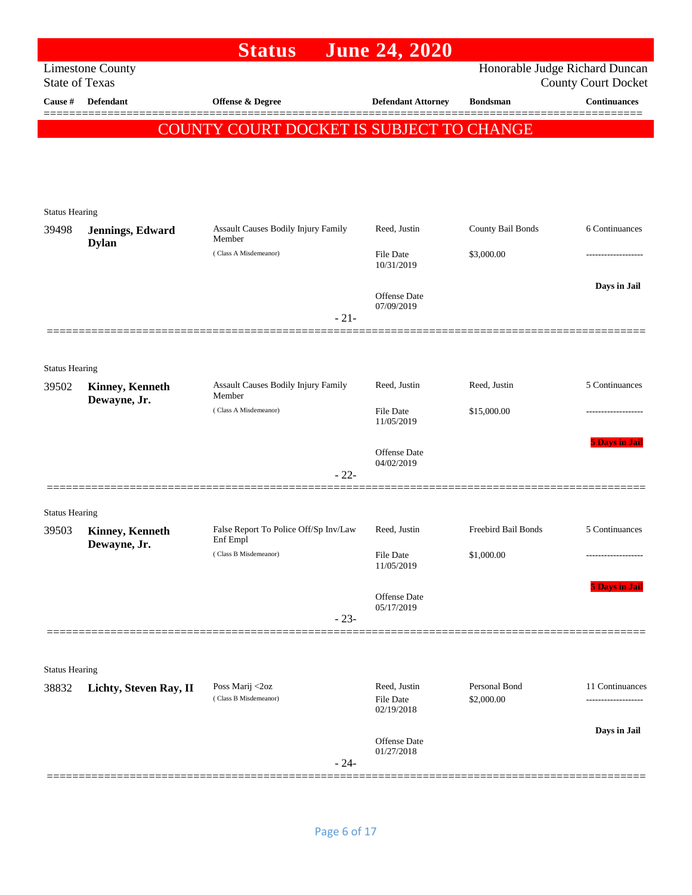# Status June 24, 2020

Limestone County
State of Texas

Honorable Judge Richard Duncan
County Court Docket

**COUNTY COURT DOCKET IS SUBJECT TO CHANGE**

| Cause # | Defendant | Offense & Degree | Defendant Attorney | Bondsman | Continuances |
|---|---|---|---|---|---|
| Status Hearing | | | | | |
| 39498 | **Jennings, Edward Dylan** | Assault Causes Bodily Injury Family Member (Class A Misdemeanor) | Reed, Justin<br>File Date 10/31/2019<br>Offense Date 07/09/2019 | County Bail Bonds<br>$3,000.00 | 6 Continuances<br>-------------------<br>**Days in Jail** |
| | | | - 21- | | |
| Status Hearing | | | | | |
| 39502 | **Kinney, Kenneth Dewayne, Jr.** | Assault Causes Bodily Injury Family Member (Class A Misdemeanor) | Reed, Justin<br>File Date 11/05/2019<br>Offense Date 04/02/2019 | Reed, Justin<br>$15,000.00 | 5 Continuances<br>-------------------<br>**5 Days in Jail** |
| | | | - 22- | | |
| Status Hearing | | | | | |
| 39503 | **Kinney, Kenneth Dewayne, Jr.** | False Report To Police Off/Sp Inv/Law Enf Empl (Class B Misdemeanor) | Reed, Justin<br>File Date 11/05/2019<br>Offense Date 05/17/2019 | Freebird Bail Bonds<br>$1,000.00 | 5 Continuances<br>-------------------<br>**5 Days in Jail** |
| | | | - 23- | | |
| Status Hearing | | | | | |
| 38832 | **Lichty, Steven Ray, II** | Poss Marij <2oz (Class B Misdemeanor) | Reed, Justin<br>File Date 02/19/2018<br>Offense Date 01/27/2018 | Personal Bond<br>$2,000.00 | 11 Continuances<br>-------------------<br>**Days in Jail** |
| | | | - 24- | | |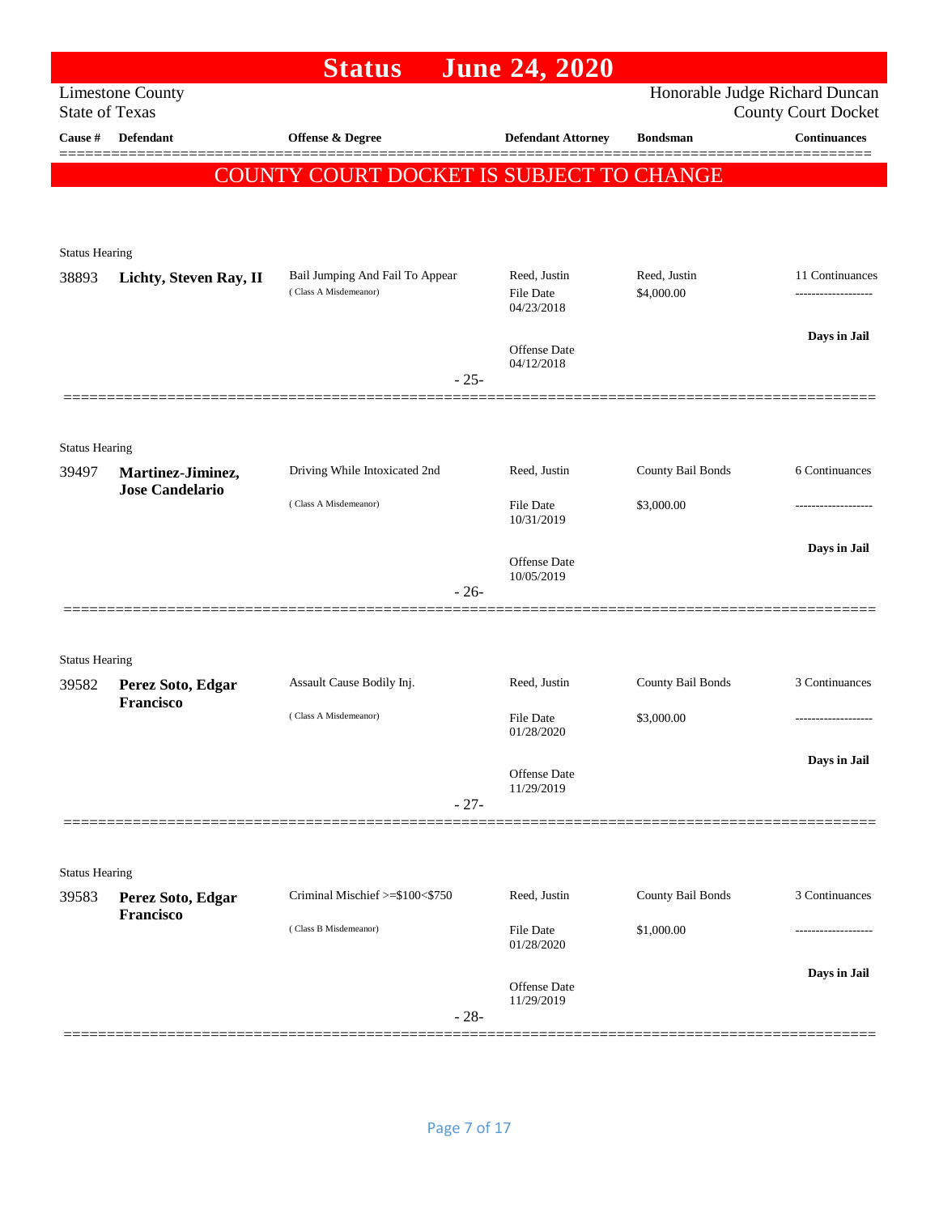# Status June 24, 2020

Limestone County
State of Texas

Honorable Judge Richard Duncan
County Court Docket

**COUNTY COURT DOCKET IS SUBJECT TO CHANGE**

| Cause # | Defendant | Offense & Degree | Defendant Attorney | Bondsman | Continuances |
|---|---|---|---|---|---|
| Status Hearing | | | | | |
| 38893 | **Lichty, Steven Ray, II** | Bail Jumping And Fail To Appear (Class A Misdemeanor) | Reed, Justin<br>File Date 04/23/2018<br>Offense Date 04/12/2018 | Reed, Justin<br>$4,000.00 | 11 Continuances<br>-------------------<br>**Days in Jail** |
| | | - 25- | | | |
| Status Hearing | | | | | |
| 39497 | **Martinez-Jiminez, Jose Candelario** | Driving While Intoxicated 2nd (Class A Misdemeanor) | Reed, Justin<br>File Date 10/31/2019<br>Offense Date 10/05/2019 | County Bail Bonds<br>$3,000.00 | 6 Continuances<br>-------------------<br>**Days in Jail** |
| | | - 26- | | | |
| Status Hearing | | | | | |
| 39582 | **Perez Soto, Edgar Francisco** | Assault Cause Bodily Inj. (Class A Misdemeanor) | Reed, Justin<br>File Date 01/28/2020<br>Offense Date 11/29/2019 | County Bail Bonds<br>$3,000.00 | 3 Continuances<br>-------------------<br>**Days in Jail** |
| | | - 27- | | | |
| Status Hearing | | | | | |
| 39583 | **Perez Soto, Edgar Francisco** | Criminal Mischief >=$100<$750 (Class B Misdemeanor) | Reed, Justin<br>File Date 01/28/2020<br>Offense Date 11/29/2019 | County Bail Bonds<br>$1,000.00 | 3 Continuances<br>-------------------<br>**Days in Jail** |
| | | - 28- | | | |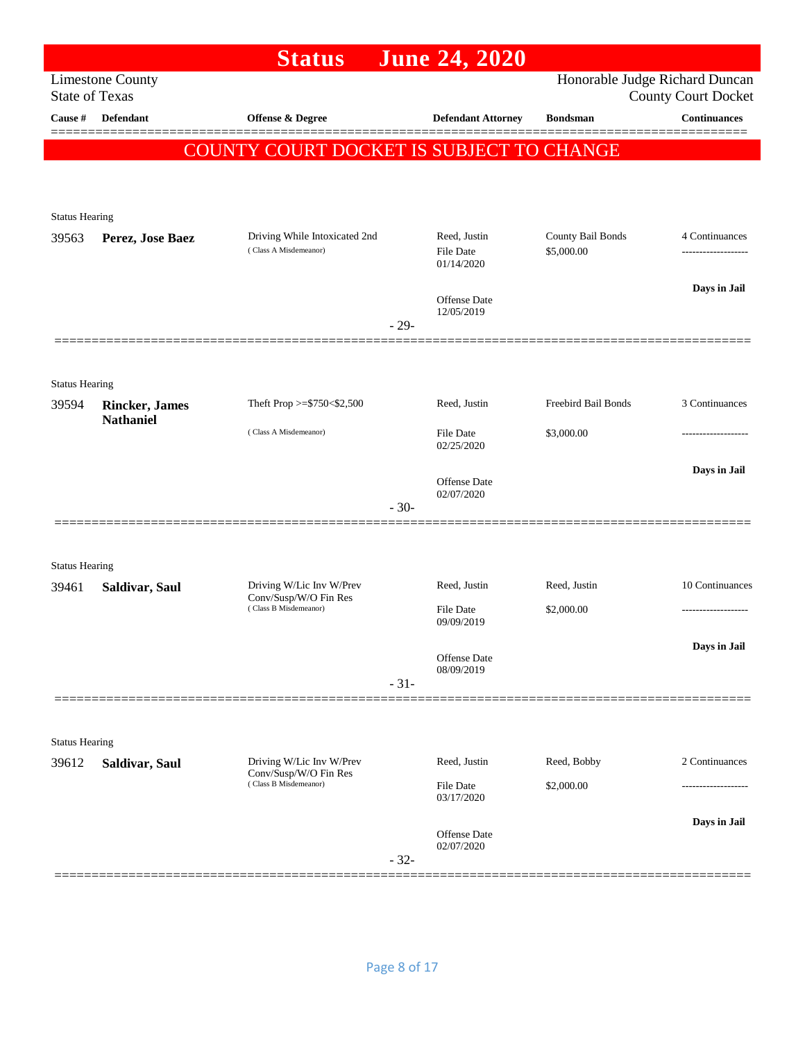# Status June 24, 2020

Limestone County
State of Texas

Honorable Judge Richard Duncan
County Court Docket

| Cause # | Defendant | Offense & Degree | Defendant Attorney | Bondsman | Continuances |
|---|---|---|---|---|---|

**COUNTY COURT DOCKET IS SUBJECT TO CHANGE**

Status Hearing

| Cause # | Defendant | Offense & Degree | Defendant Attorney | Bondsman | Continuances |
|---|---|---|---|---|---|
| 39563 | **Perez, Jose Baez** | Driving While Intoxicated 2nd ( Class A Misdemeanor) | Reed, Justin | County Bail Bonds | 4 Continuances |
| | | | File Date 01/14/2020 | $5,000.00 | ------------------- |
| | | | Offense Date 12/05/2019 | | **Days in Jail** |

- 29-

Status Hearing

| Cause # | Defendant | Offense & Degree | Defendant Attorney | Bondsman | Continuances |
|---|---|---|---|---|---|
| 39594 | **Rincker, James Nathaniel** | Theft Prop >=$750<$2,500 ( Class A Misdemeanor) | Reed, Justin | Freebird Bail Bonds | 3 Continuances |
| | | | File Date 02/25/2020 | $3,000.00 | ------------------- |
| | | | Offense Date 02/07/2020 | | **Days in Jail** |

- 30-

Status Hearing

| Cause # | Defendant | Offense & Degree | Defendant Attorney | Bondsman | Continuances |
|---|---|---|---|---|---|
| 39461 | **Saldivar, Saul** | Driving W/Lic Inv W/Prev Conv/Susp/W/O Fin Res ( Class B Misdemeanor) | Reed, Justin | Reed, Justin | 10 Continuances |
| | | | File Date 09/09/2019 | $2,000.00 | ------------------- |
| | | | Offense Date 08/09/2019 | | **Days in Jail** |

- 31-

Status Hearing

| Cause # | Defendant | Offense & Degree | Defendant Attorney | Bondsman | Continuances |
|---|---|---|---|---|---|
| 39612 | **Saldivar, Saul** | Driving W/Lic Inv W/Prev Conv/Susp/W/O Fin Res ( Class B Misdemeanor) | Reed, Justin | Reed, Bobby | 2 Continuances |
| | | | File Date 03/17/2020 | $2,000.00 | ------------------- |
| | | | Offense Date 02/07/2020 | | **Days in Jail** |

- 32-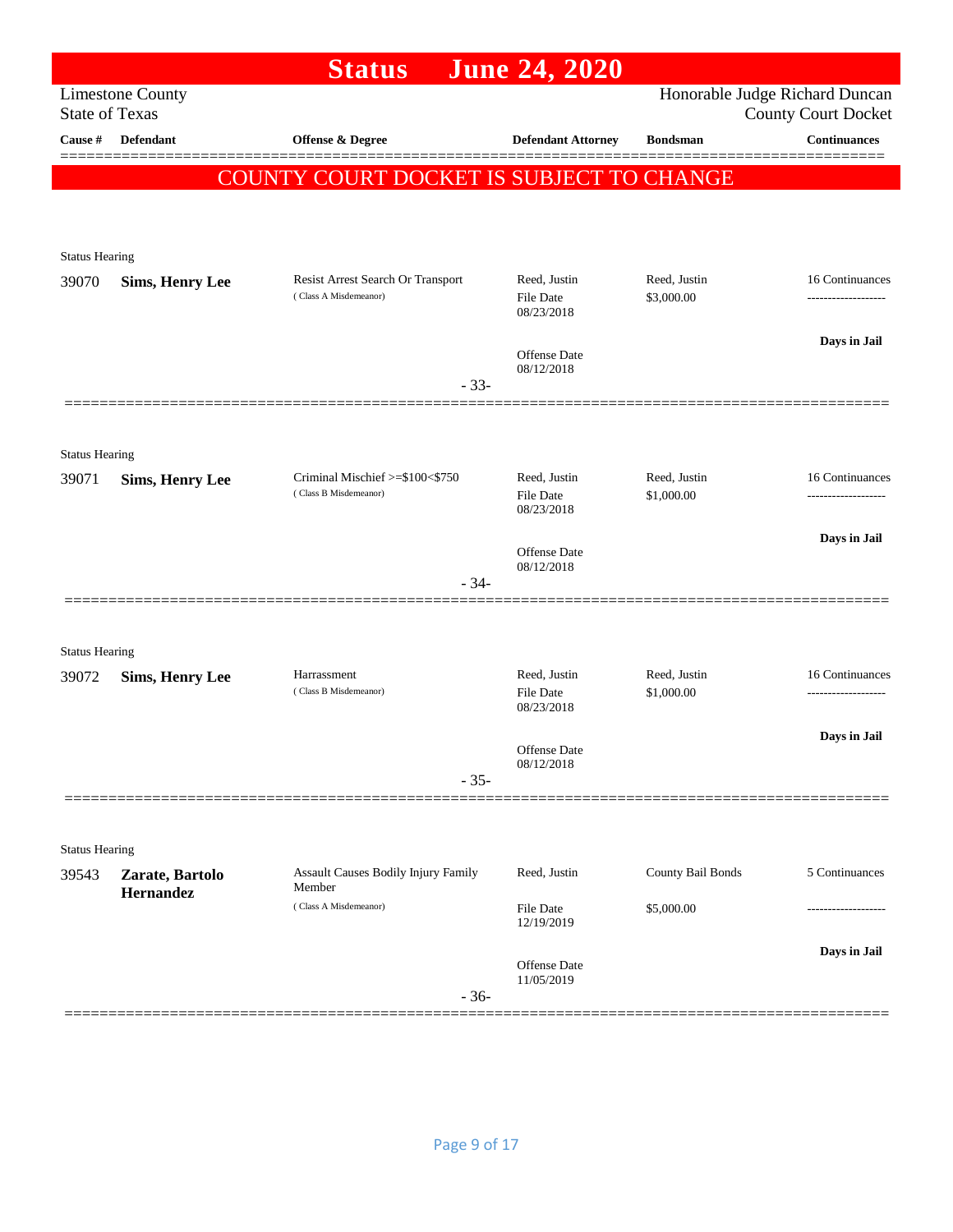# Status June 24, 2020

Limestone County
State of Texas

Honorable Judge Richard Duncan
County Court Docket

| Cause # | Defendant | Offense & Degree | Defendant Attorney | Bondsman | Continuances |
|---|---|---|---|---|---|

**COUNTY COURT DOCKET IS SUBJECT TO CHANGE**

Status Hearing

| Cause # | Defendant | Offense & Degree | Defendant Attorney | Bondsman | Continuances |
|---|---|---|---|---|---|
| 39070 | **Sims, Henry Lee** | Resist Arrest Search Or Transport (Class A Misdemeanor) | Reed, Justin<br>File Date 08/23/2018<br>Offense Date 08/12/2018 | Reed, Justin<br>$3,000.00 | 16 Continuances<br>-------------------<br>**Days in Jail** |

- 33-

Status Hearing

| Cause # | Defendant | Offense & Degree | Defendant Attorney | Bondsman | Continuances |
|---|---|---|---|---|---|
| 39071 | **Sims, Henry Lee** | Criminal Mischief >=$100<$750 (Class B Misdemeanor) | Reed, Justin<br>File Date 08/23/2018<br>Offense Date 08/12/2018 | Reed, Justin<br>$1,000.00 | 16 Continuances<br>-------------------<br>**Days in Jail** |

- 34-

Status Hearing

| Cause # | Defendant | Offense & Degree | Defendant Attorney | Bondsman | Continuances |
|---|---|---|---|---|---|
| 39072 | **Sims, Henry Lee** | Harrassment (Class B Misdemeanor) | Reed, Justin<br>File Date 08/23/2018<br>Offense Date 08/12/2018 | Reed, Justin<br>$1,000.00 | 16 Continuances<br>-------------------<br>**Days in Jail** |

- 35-

Status Hearing

| Cause # | Defendant | Offense & Degree | Defendant Attorney | Bondsman | Continuances |
|---|---|---|---|---|---|
| 39543 | **Zarate, Bartolo Hernandez** | Assault Causes Bodily Injury Family Member (Class A Misdemeanor) | Reed, Justin<br>File Date 12/19/2019<br>Offense Date 11/05/2019 | County Bail Bonds<br>$5,000.00 | 5 Continuances<br>-------------------<br>**Days in Jail** |

- 36-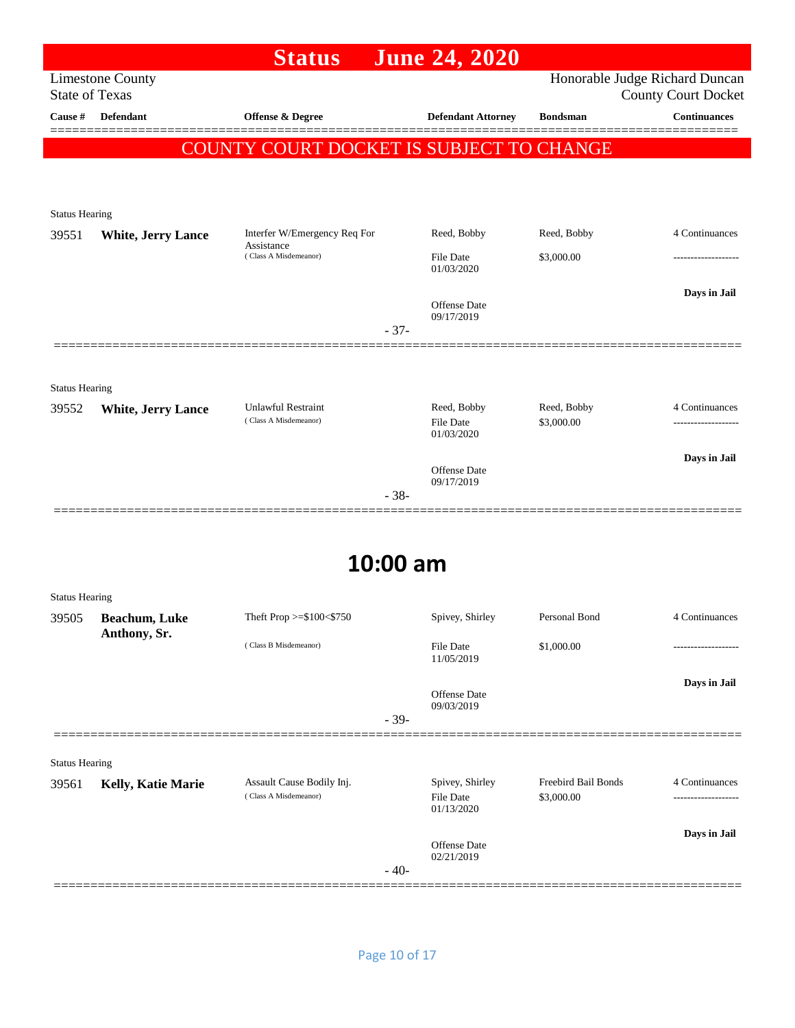# Status June 24, 2020

Limestone County
State of Texas

Honorable Judge Richard Duncan
County Court Docket

**COUNTY COURT DOCKET IS SUBJECT TO CHANGE**

| Cause # | Defendant | Offense & Degree | Defendant Attorney | Bondsman | Continuances |
|---|---|---|---|---|---|
| Status Hearing | | | | | |
| 39551 | **White, Jerry Lance** | Interfer W/Emergency Req For Assistance (Class A Misdemeanor) | Reed, Bobby<br>File Date 01/03/2020<br>Offense Date 09/17/2019 | Reed, Bobby<br>$3,000.00 | 4 Continuances<br>-------------------<br>**Days in Jail** |
| | | - 37- | | | |
| Status Hearing | | | | | |
| 39552 | **White, Jerry Lance** | Unlawful Restraint (Class A Misdemeanor) | Reed, Bobby<br>File Date 01/03/2020<br>Offense Date 09/17/2019 | Reed, Bobby<br>$3,000.00 | 4 Continuances<br>-------------------<br>**Days in Jail** |
| | | - 38- | | | |

## 10:00 am

| Cause # | Defendant | Offense & Degree | Defendant Attorney | Bondsman | Continuances |
|---|---|---|---|---|---|
| Status Hearing | | | | | |
| 39505 | **Beachum, Luke Anthony, Sr.** | Theft Prop >=$100<$750 (Class B Misdemeanor) | Spivey, Shirley<br>File Date 11/05/2019<br>Offense Date 09/03/2019 | Personal Bond<br>$1,000.00 | 4 Continuances<br>-------------------<br>**Days in Jail** |
| | | - 39- | | | |
| Status Hearing | | | | | |
| 39561 | **Kelly, Katie Marie** | Assault Cause Bodily Inj. (Class A Misdemeanor) | Spivey, Shirley<br>File Date 01/13/2020<br>Offense Date 02/21/2019 | Freebird Bail Bonds<br>$3,000.00 | 4 Continuances<br>-------------------<br>**Days in Jail** |
| | | - 40- | | | |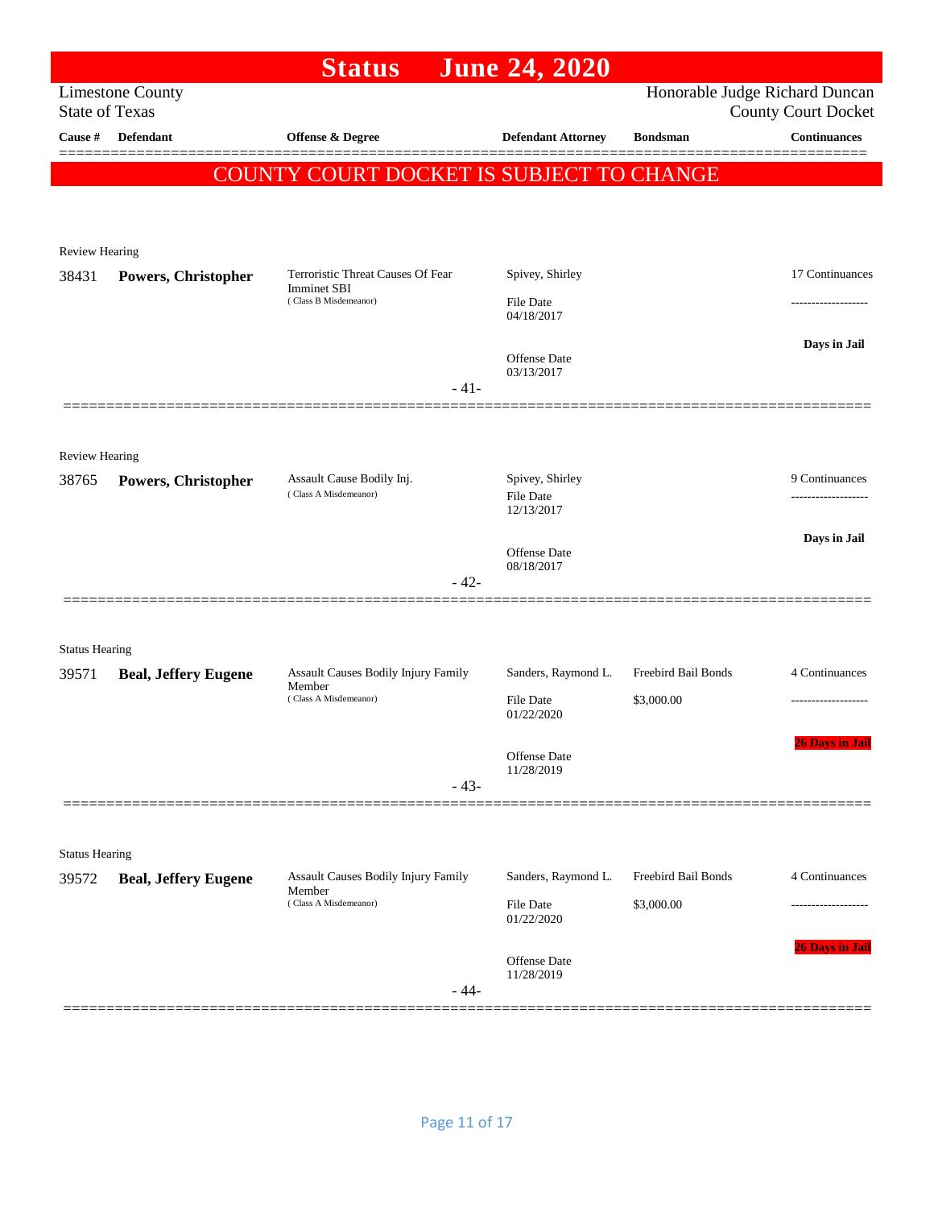# Status June 24, 2020

Limestone County
State of Texas

Honorable Judge Richard Duncan
County Court Docket

| Cause # | Defendant | Offense & Degree | Defendant Attorney | Bondsman | Continuances |
|---|---|---|---|---|---|

## COUNTY COURT DOCKET IS SUBJECT TO CHANGE

Review Hearing

| Cause # | Defendant | Offense & Degree | Defendant Attorney | Bondsman | Continuances |
|---|---|---|---|---|---|
| 38431 | **Powers, Christopher** | Terroristic Threat Causes Of Fear Imminet SBI (Class B Misdemeanor) | Spivey, Shirley<br>File Date 04/18/2017<br>Offense Date 03/13/2017 | | 17 Continuances<br>**Days in Jail** |

- 41-

Review Hearing

| Cause # | Defendant | Offense & Degree | Defendant Attorney | Bondsman | Continuances |
|---|---|---|---|---|---|
| 38765 | **Powers, Christopher** | Assault Cause Bodily Inj. (Class A Misdemeanor) | Spivey, Shirley<br>File Date 12/13/2017<br>Offense Date 08/18/2017 | | 9 Continuances<br>**Days in Jail** |

- 42-

Status Hearing

| Cause # | Defendant | Offense & Degree | Defendant Attorney | Bondsman | Continuances |
|---|---|---|---|---|---|
| 39571 | **Beal, Jeffery Eugene** | Assault Causes Bodily Injury Family Member (Class A Misdemeanor) | Sanders, Raymond L.<br>File Date 01/22/2020<br>Offense Date 11/28/2019 | Freebird Bail Bonds<br>$3,000.00 | 4 Continuances<br>**26 Days in Jail** |

- 43-

Status Hearing

| Cause # | Defendant | Offense & Degree | Defendant Attorney | Bondsman | Continuances |
|---|---|---|---|---|---|
| 39572 | **Beal, Jeffery Eugene** | Assault Causes Bodily Injury Family Member (Class A Misdemeanor) | Sanders, Raymond L.<br>File Date 01/22/2020<br>Offense Date 11/28/2019 | Freebird Bail Bonds<br>$3,000.00 | 4 Continuances<br>**26 Days in Jail** |

- 44-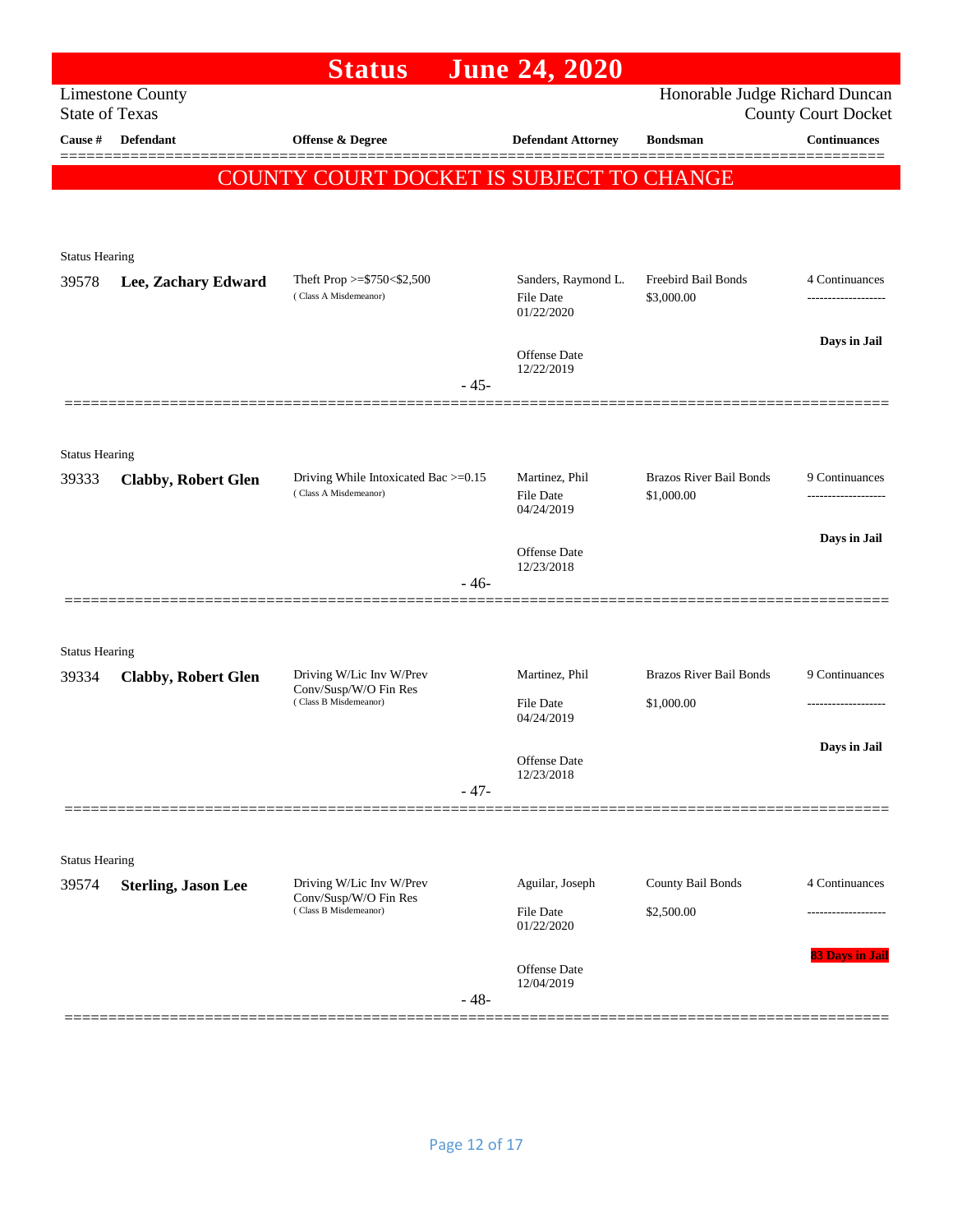# Status June 24, 2020

Limestone County
State of Texas

Honorable Judge Richard Duncan
County Court Docket

| Cause # | Defendant | Offense & Degree | Defendant Attorney | Bondsman | Continuances |
|---|---|---|---|---|---|

**COUNTY COURT DOCKET IS SUBJECT TO CHANGE**

Status Hearing

| Cause # | Defendant | Offense & Degree | Defendant Attorney | Bondsman | Continuances |
|---|---|---|---|---|---|
| 39578 | **Lee, Zachary Edward** | Theft Prop >=$750<$2,500 ( Class A Misdemeanor) | Sanders, Raymond L. File Date 01/22/2020 Offense Date 12/22/2019 | Freebird Bail Bonds $3,000.00 | 4 Continuances ------------------- **Days in Jail** |

- 45-

Status Hearing

| Cause # | Defendant | Offense & Degree | Defendant Attorney | Bondsman | Continuances |
|---|---|---|---|---|---|
| 39333 | **Clabby, Robert Glen** | Driving While Intoxicated Bac >=0.15 ( Class A Misdemeanor) | Martinez, Phil File Date 04/24/2019 Offense Date 12/23/2018 | Brazos River Bail Bonds $1,000.00 | 9 Continuances ------------------- **Days in Jail** |

- 46-

Status Hearing

| Cause # | Defendant | Offense & Degree | Defendant Attorney | Bondsman | Continuances |
|---|---|---|---|---|---|
| 39334 | **Clabby, Robert Glen** | Driving W/Lic Inv W/Prev Conv/Susp/W/O Fin Res ( Class B Misdemeanor) | Martinez, Phil File Date 04/24/2019 Offense Date 12/23/2018 | Brazos River Bail Bonds $1,000.00 | 9 Continuances ------------------- **Days in Jail** |

- 47-

Status Hearing

| Cause # | Defendant | Offense & Degree | Defendant Attorney | Bondsman | Continuances |
|---|---|---|---|---|---|
| 39574 | **Sterling, Jason Lee** | Driving W/Lic Inv W/Prev Conv/Susp/W/O Fin Res ( Class B Misdemeanor) | Aguilar, Joseph File Date 01/22/2020 Offense Date 12/04/2019 | County Bail Bonds $2,500.00 | 4 Continuances ------------------- **83 Days in Jail** |

- 48-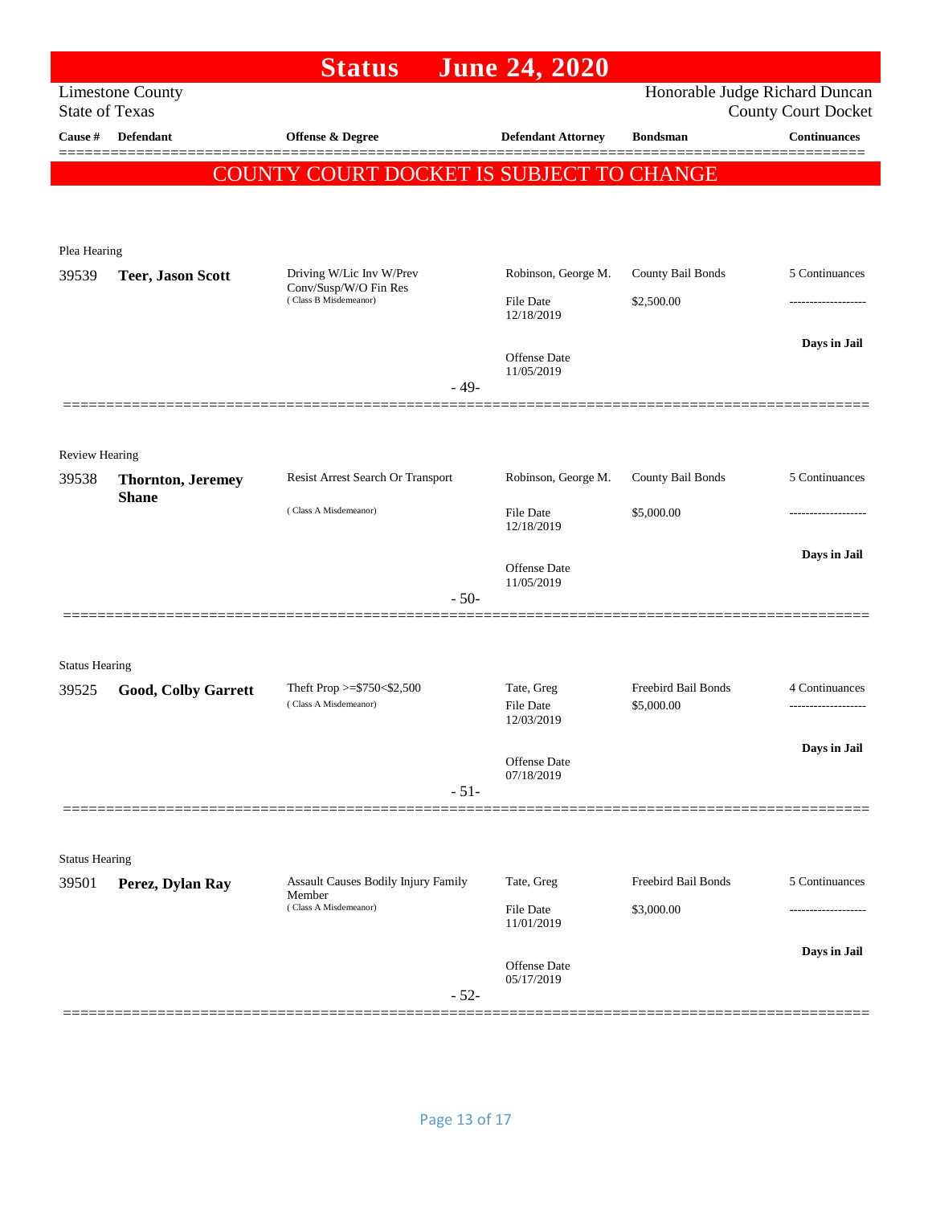# Status June 24, 2020

Limestone County
State of Texas

Honorable Judge Richard Duncan
County Court Docket

| Cause # | Defendant | Offense & Degree | Defendant Attorney | Bondsman | Continuances |
|---|---|---|---|---|---|

**COUNTY COURT DOCKET IS SUBJECT TO CHANGE**

Plea Hearing

| Cause # | Defendant | Offense & Degree | Defendant Attorney | Bondsman | Continuances |
|---|---|---|---|---|---|
| 39539 | **Teer, Jason Scott** | Driving W/Lic Inv W/Prev Conv/Susp/W/O Fin Res (Class B Misdemeanor) | Robinson, George M. | County Bail Bonds | 5 Continuances |
| | | | File Date 12/18/2019 | $2,500.00 | ------------------- |
| | | | Offense Date 11/05/2019 | | **Days in Jail** |

- 49-

Review Hearing

| Cause # | Defendant | Offense & Degree | Defendant Attorney | Bondsman | Continuances |
|---|---|---|---|---|---|
| 39538 | **Thornton, Jeremey Shane** | Resist Arrest Search Or Transport (Class A Misdemeanor) | Robinson, George M. | County Bail Bonds | 5 Continuances |
| | | | File Date 12/18/2019 | $5,000.00 | ------------------- |
| | | | Offense Date 11/05/2019 | | **Days in Jail** |

- 50-

Status Hearing

| Cause # | Defendant | Offense & Degree | Defendant Attorney | Bondsman | Continuances |
|---|---|---|---|---|---|
| 39525 | **Good, Colby Garrett** | Theft Prop >=$750<$2,500 (Class A Misdemeanor) | Tate, Greg | Freebird Bail Bonds | 4 Continuances |
| | | | File Date 12/03/2019 | $5,000.00 | ------------------- |
| | | | Offense Date 07/18/2019 | | **Days in Jail** |

- 51-

Status Hearing

| Cause # | Defendant | Offense & Degree | Defendant Attorney | Bondsman | Continuances |
|---|---|---|---|---|---|
| 39501 | **Perez, Dylan Ray** | Assault Causes Bodily Injury Family Member (Class A Misdemeanor) | Tate, Greg | Freebird Bail Bonds | 5 Continuances |
| | | | File Date 11/01/2019 | $3,000.00 | ------------------- |
| | | | Offense Date 05/17/2019 | | **Days in Jail** |

- 52-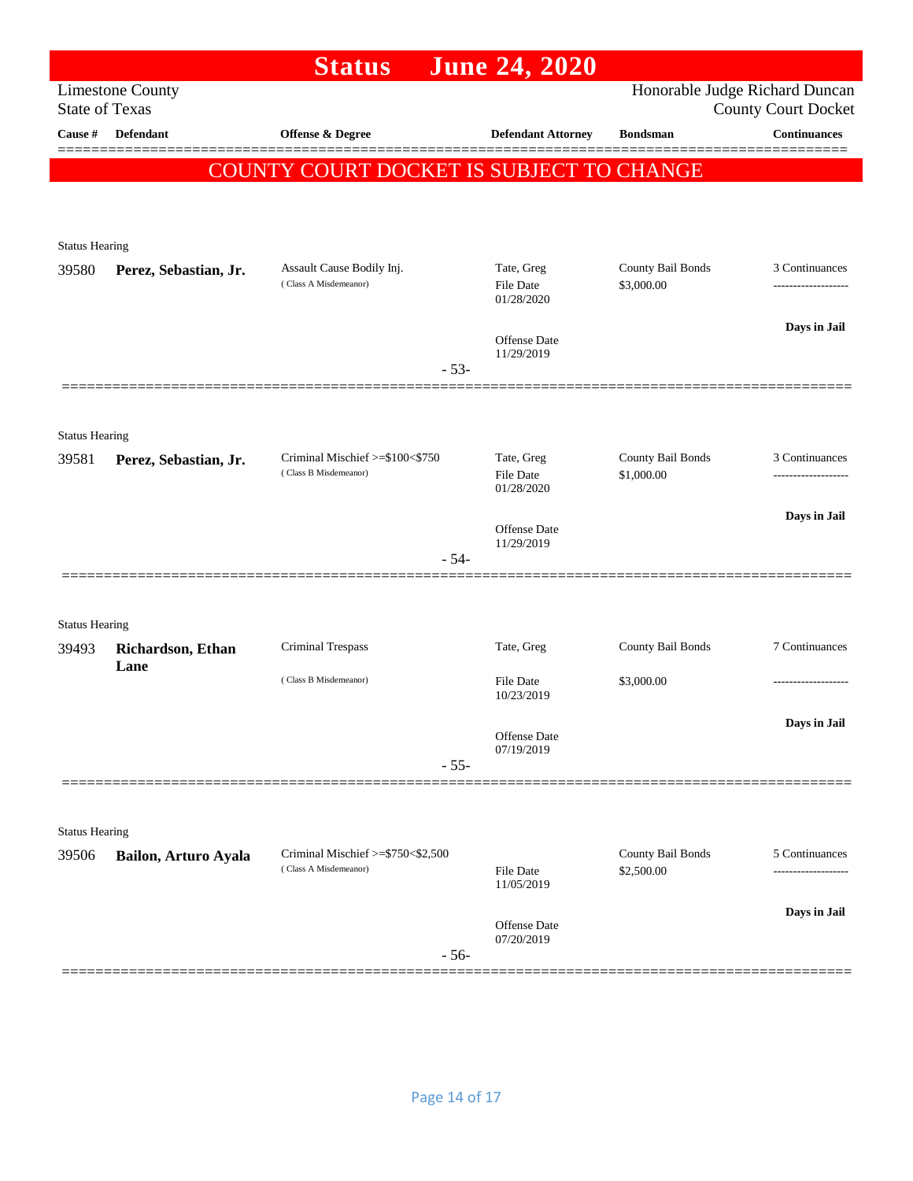# Status June 24, 2020

Limestone County
State of Texas

Honorable Judge Richard Duncan
County Court Docket

**COUNTY COURT DOCKET IS SUBJECT TO CHANGE**

| Cause # | Defendant | Offense & Degree | Defendant Attorney | Bondsman | Continuances |
|---|---|---|---|---|---|
| Status Hearing | | | | | |
| 39580 | **Perez, Sebastian, Jr.** | Assault Cause Bodily Inj. (Class A Misdemeanor) | Tate, Greg<br>File Date 01/28/2020<br>Offense Date 11/29/2019 | County Bail Bonds<br>$3,000.00 | 3 Continuances<br>**Days in Jail** |
| | | | - 53- | | |
| Status Hearing | | | | | |
| 39581 | **Perez, Sebastian, Jr.** | Criminal Mischief >=$100<$750 (Class B Misdemeanor) | Tate, Greg<br>File Date 01/28/2020<br>Offense Date 11/29/2019 | County Bail Bonds<br>$1,000.00 | 3 Continuances<br>**Days in Jail** |
| | | | - 54- | | |
| Status Hearing | | | | | |
| 39493 | **Richardson, Ethan Lane** | Criminal Trespass (Class B Misdemeanor) | Tate, Greg<br>File Date 10/23/2019<br>Offense Date 07/19/2019 | County Bail Bonds<br>$3,000.00 | 7 Continuances<br>**Days in Jail** |
| | | | - 55- | | |
| Status Hearing | | | | | |
| 39506 | **Bailon, Arturo Ayala** | Criminal Mischief >=$750<$2,500 (Class A Misdemeanor) | File Date 11/05/2019<br>Offense Date 07/20/2019 | County Bail Bonds<br>$2,500.00 | 5 Continuances<br>**Days in Jail** |
| | | | - 56- | | |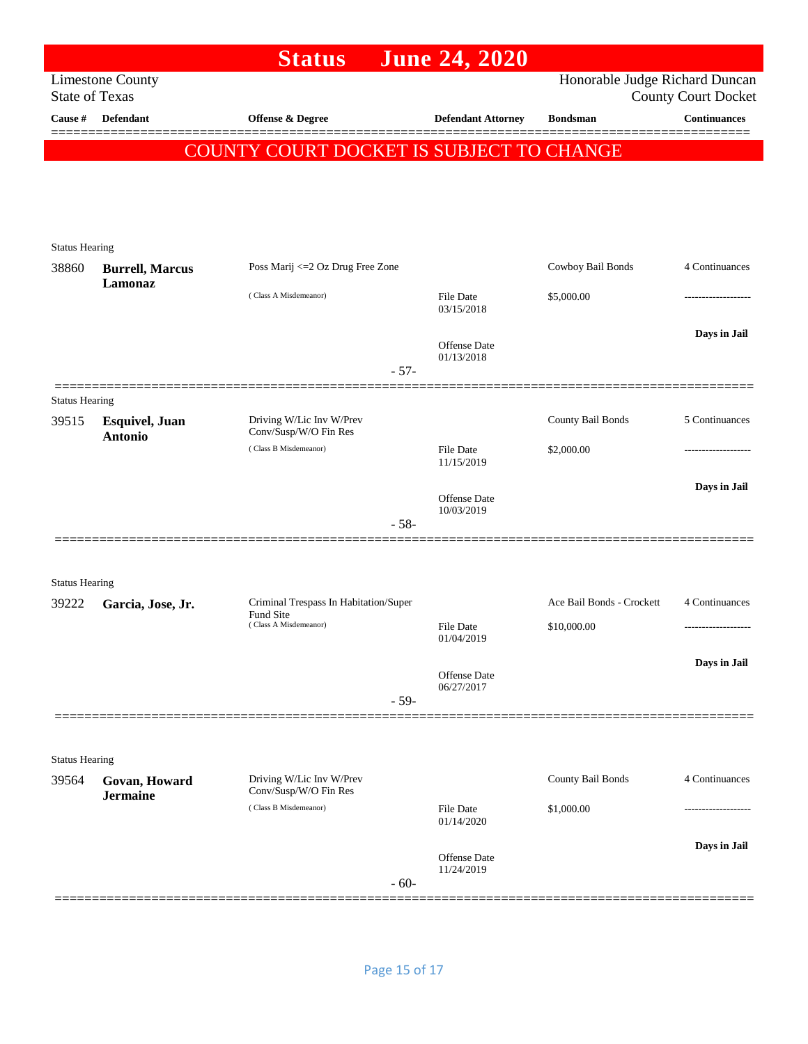# Status June 24, 2020

Limestone County
State of Texas

Honorable Judge Richard Duncan
County Court Docket

| Cause # | Defendant | Offense & Degree | Defendant Attorney | Bondsman | Continuances |
|---|---|---|---|---|---|

**COUNTY COURT DOCKET IS SUBJECT TO CHANGE**

Status Hearing

| Cause # | Defendant | Offense & Degree | Defendant Attorney | Bondsman | Continuances |
|---|---|---|---|---|---|
| 38860 | **Burrell, Marcus Lamonaz** | Poss Marij <=2 Oz Drug Free Zone (Class A Misdemeanor) | File Date 03/15/2018 Offense Date 01/13/2018 | Cowboy Bail Bonds $5,000.00 | 4 Continuances ------------------- **Days in Jail** |

- 57-

Status Hearing

| Cause # | Defendant | Offense & Degree | Defendant Attorney | Bondsman | Continuances |
|---|---|---|---|---|---|
| 39515 | **Esquivel, Juan Antonio** | Driving W/Lic Inv W/Prev Conv/Susp/W/O Fin Res (Class B Misdemeanor) | File Date 11/15/2019 Offense Date 10/03/2019 | County Bail Bonds $2,000.00 | 5 Continuances ------------------- **Days in Jail** |

- 58-

Status Hearing

| Cause # | Defendant | Offense & Degree | Defendant Attorney | Bondsman | Continuances |
|---|---|---|---|---|---|
| 39222 | **Garcia, Jose, Jr.** | Criminal Trespass In Habitation/Super Fund Site (Class A Misdemeanor) | File Date 01/04/2019 Offense Date 06/27/2017 | Ace Bail Bonds - Crockett $10,000.00 | 4 Continuances ------------------- **Days in Jail** |

- 59-

Status Hearing

| Cause # | Defendant | Offense & Degree | Defendant Attorney | Bondsman | Continuances |
|---|---|---|---|---|---|
| 39564 | **Govan, Howard Jermaine** | Driving W/Lic Inv W/Prev Conv/Susp/W/O Fin Res (Class B Misdemeanor) | File Date 01/14/2020 Offense Date 11/24/2019 | County Bail Bonds $1,000.00 | 4 Continuances ------------------- **Days in Jail** |

- 60-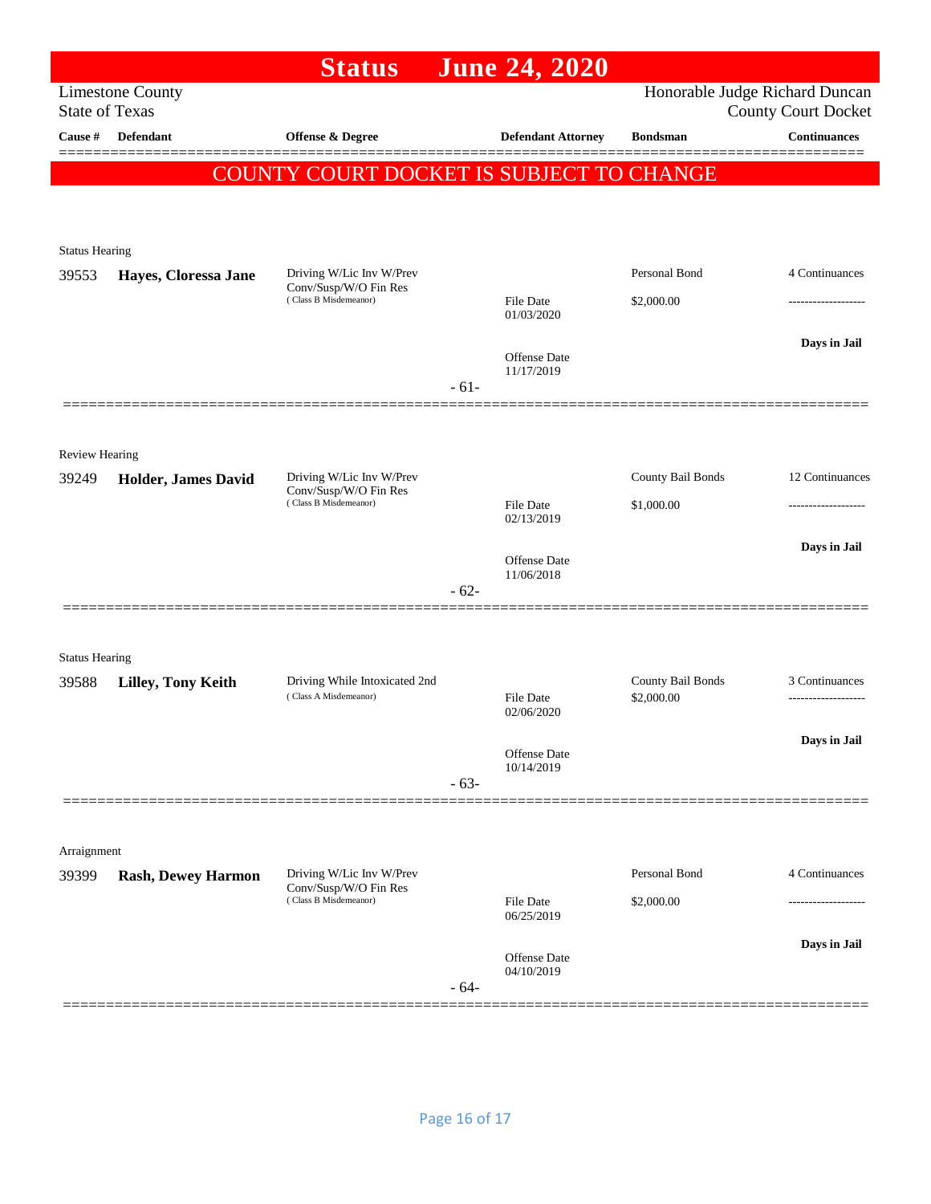# Status June 24, 2020

Limestone County
State of Texas

Honorable Judge Richard Duncan
County Court Docket

| Cause # | Defendant | Offense & Degree | Defendant Attorney | Bondsman | Continuances |
|---|---|---|---|---|---|

**COUNTY COURT DOCKET IS SUBJECT TO CHANGE**

---

Status Hearing

| Cause # | Defendant | Offense & Degree | Defendant Attorney | Bondsman | Continuances |
|---|---|---|---|---|---|
| 39553 | **Hayes, Cloressa Jane** | Driving W/Lic Inv W/Prev Conv/Susp/W/O Fin Res (Class B Misdemeanor) | File Date 01/03/2020<br>Offense Date 11/17/2019 | Personal Bond<br>$2,000.00 | 4 Continuances<br>-------------------<br>**Days in Jail** |

- 61-

---

Review Hearing

| Cause # | Defendant | Offense & Degree | Defendant Attorney | Bondsman | Continuances |
|---|---|---|---|---|---|
| 39249 | **Holder, James David** | Driving W/Lic Inv W/Prev Conv/Susp/W/O Fin Res (Class B Misdemeanor) | File Date 02/13/2019<br>Offense Date 11/06/2018 | County Bail Bonds<br>$1,000.00 | 12 Continuances<br>-------------------<br>**Days in Jail** |

- 62-

---

Status Hearing

| Cause # | Defendant | Offense & Degree | Defendant Attorney | Bondsman | Continuances |
|---|---|---|---|---|---|
| 39588 | **Lilley, Tony Keith** | Driving While Intoxicated 2nd (Class A Misdemeanor) | File Date 02/06/2020<br>Offense Date 10/14/2019 | County Bail Bonds<br>$2,000.00 | 3 Continuances<br>-------------------<br>**Days in Jail** |

- 63-

---

Arraignment

| Cause # | Defendant | Offense & Degree | Defendant Attorney | Bondsman | Continuances |
|---|---|---|---|---|---|
| 39399 | **Rash, Dewey Harmon** | Driving W/Lic Inv W/Prev Conv/Susp/W/O Fin Res (Class B Misdemeanor) | File Date 06/25/2019<br>Offense Date 04/10/2019 | Personal Bond<br>$2,000.00 | 4 Continuances<br>-------------------<br>**Days in Jail** |

- 64-

---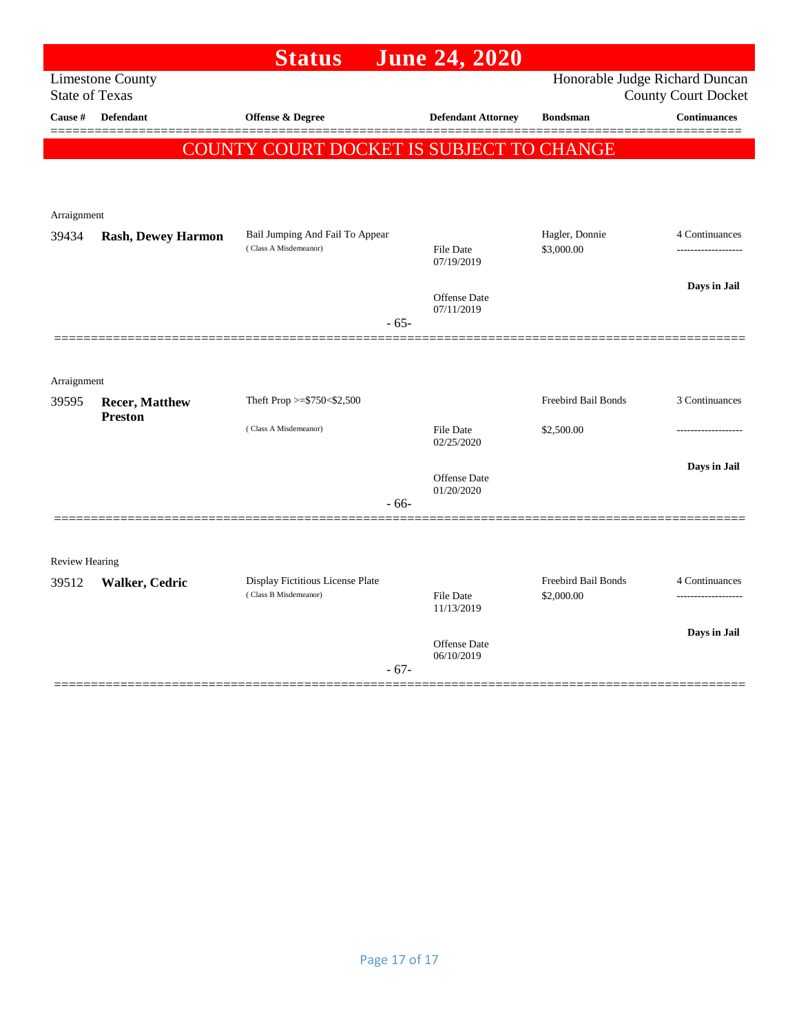# Status June 24, 2020

Limestone County
State of Texas

Honorable Judge Richard Duncan
County Court Docket

| Cause # | Defendant | Offense & Degree | Defendant Attorney | Bondsman | Continuances |
|---|---|---|---|---|---|

**COUNTY COURT DOCKET IS SUBJECT TO CHANGE**

Arrainment

| | | | | | |
|---|---|---|---|---|---|
| 39434 | **Rash, Dewey Harmon** | Bail Jumping And Fail To Appear<br>( Class A Misdemeanor) | File Date<br>07/19/2019<br><br>Offense Date<br>07/11/2019 | Hagler, Donnie<br>$3,000.00 | 4 Continuances<br>-------------------<br>**Days in Jail** |

- 65-

Arraignment

| | | | | | |
|---|---|---|---|---|---|
| 39595 | **Recer, Matthew Preston** | Theft Prop >=$750<$2,500<br>( Class A Misdemeanor) | File Date<br>02/25/2020<br><br>Offense Date<br>01/20/2020 | Freebird Bail Bonds<br>$2,500.00 | 3 Continuances<br>-------------------<br>**Days in Jail** |

- 66-

Review Hearing

| | | | | | |
|---|---|---|---|---|---|
| 39512 | **Walker, Cedric** | Display Fictitious License Plate<br>( Class B Misdemeanor) | File Date<br>11/13/2019<br><br>Offense Date<br>06/10/2019 | Freebird Bail Bonds<br>$2,000.00 | 4 Continuances<br>-------------------<br>**Days in Jail** |

- 67-